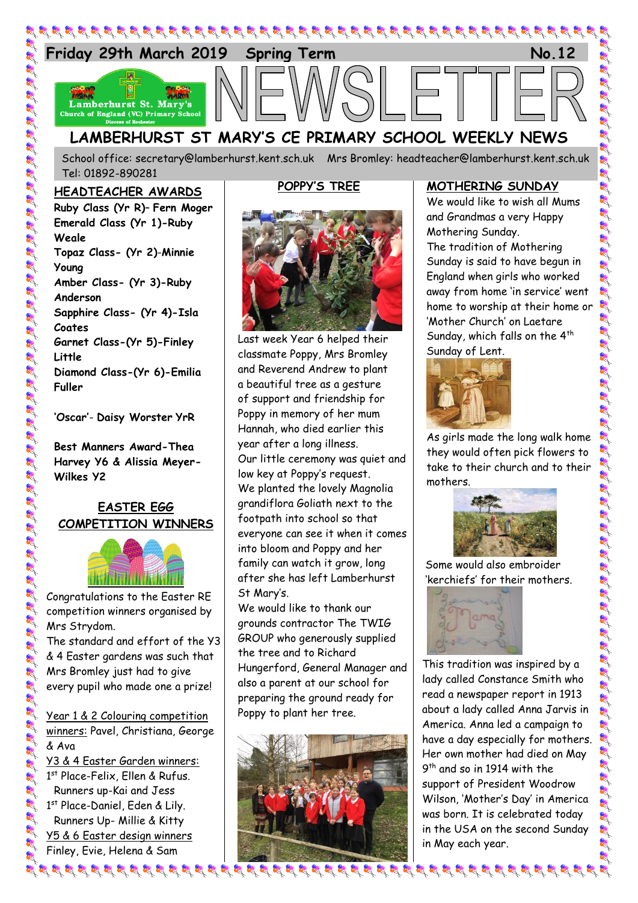Friday 29th March 2019 Spring Term No.12

# NEWSLETTER

## LAMBERHURST ST MARY'S CE PRIMARY SCHOOL WEEKLY NEWS

School office: secretary@lamberhurst.kent.sch.uk Mrs Bromley: headteacher@lamberhurst.kent.sch.uk Tel: 01892-890281

### HEADTEACHER AWARDS

**Ruby Class (Yr R)– Fern Moger**
**Emerald Class (Yr 1)-Ruby Weale**
**Topaz Class- (Yr 2)-Minnie Young**
**Amber Class- (Yr 3)-Ruby Anderson**
**Sapphire Class- (Yr 4)-Isla Coates**
**Garnet Class-(Yr 5)-Finley Little**
**Diamond Class-(Yr 6)-Emilia Fuller**

**'Oscar'- Daisy Worster YrR**

**Best Manners Award-Thea Harvey Y6 & Alissia Meyer-Wilkes Y2**

### EASTER EGG COMPETITION WINNERS

Congratulations to the Easter RE competition winners organised by Mrs Strydom.
The standard and effort of the Y3 & 4 Easter gardens was such that Mrs Bromley just had to give every pupil who made one a prize!

Year 1 & 2 Colouring competition winners: Pavel, Christiana, George & Ava
Y3 & 4 Easter Garden winners:
1st Place-Felix, Ellen & Rufus.
Runners up-Kai and Jess
1st Place-Daniel, Eden & Lily.
Runners Up- Millie & Kitty
Y5 & 6 Easter design winners
Finley, Evie, Helena & Sam

### POPPY'S TREE

Last week Year 6 helped their classmate Poppy, Mrs Bromley and Reverend Andrew to plant a beautiful tree as a gesture of support and friendship for Poppy in memory of her mum Hannah, who died earlier this year after a long illness.
Our little ceremony was quiet and low key at Poppy's request.
We planted the lovely Magnolia grandiflora Goliath next to the footpath into school so that everyone can see it when it comes into bloom and Poppy and her family can watch it grow, long after she has left Lamberhurst St Mary's.
We would like to thank our grounds contractor The TWIG GROUP who generously supplied the tree and to Richard Hungerford, General Manager and also a parent at our school for preparing the ground ready for Poppy to plant her tree.

### MOTHERING SUNDAY

We would like to wish all Mums and Grandmas a very Happy Mothering Sunday.
The tradition of Mothering Sunday is said to have begun in England when girls who worked away from home 'in service' went home to worship at their home or 'Mother Church' on Laetare Sunday, which falls on the 4th Sunday of Lent.

As girls made the long walk home they would often pick flowers to take to their church and to their mothers.

Some would also embroider 'kerchiefs' for their mothers.

This tradition was inspired by a lady called Constance Smith who read a newspaper report in 1913 about a lady called Anna Jarvis in America. Anna led a campaign to have a day especially for mothers. Her own mother had died on May 9th and so in 1914 with the support of President Woodrow Wilson, 'Mother's Day' in America was born. It is celebrated today in the USA on the second Sunday in May each year.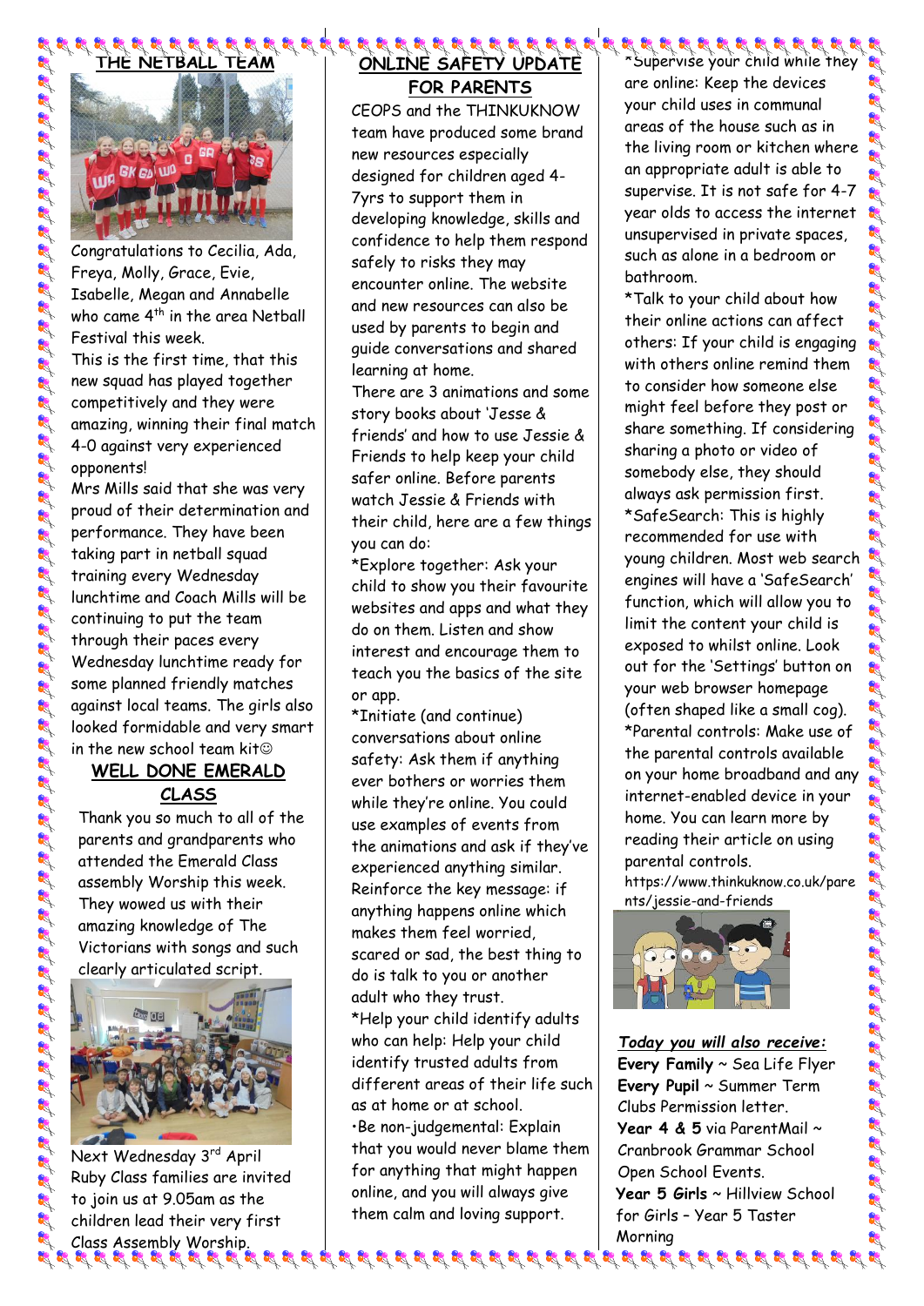## THE NETBALL TEAM

Congratulations to Cecilia, Ada, Freya, Molly, Grace, Evie, Isabelle, Megan and Annabelle who came 4th in the area Netball Festival this week.

This is the first time, that this new squad has played together competitively and they were amazing, winning their final match 4-0 against very experienced opponents!

Mrs Mills said that she was very proud of their determination and performance. They have been taking part in netball squad training every Wednesday lunchtime and Coach Mills will be continuing to put the team through their paces every Wednesday lunchtime ready for some planned friendly matches against local teams. The girls also looked formidable and very smart in the new school kit☺

## WELL DONE EMERALD CLASS

Thank you so much to all of the parents and grandparents who attended the Emerald Class assembly Worship this week. They wowed us with their amazing knowledge of The Victorians with songs and such clearly articulated script.

Next Wednesday 3rd April Ruby Class families are invited to join us at 9.05am as the children lead their very first Class Assembly Worship.

## ONLINE SAFETY UPDATE FOR PARENTS

CEOPS and the THINKUKNOW team have produced some brand new resources especially designed for children aged 4-7yrs to support them in developing knowledge, skills and confidence to help them respond safely to risks they may encounter online. The website and new resources can also be used by parents to begin and guide conversations and shared learning at home.

There are 3 animations and some story books about 'Jesse & friends' and how to use Jessie & Friends to help keep your child safer online. Before parents watch Jessie & Friends with their child, here are a few things you can do:

*Explore together: Ask your child to show you their favourite websites and apps and what they do on them. Listen and show interest and encourage them to teach you the basics of the site or app.

*Initiate (and continue) conversations about online safety: Ask them if anything ever bothers or worries them while they're online. You could use examples of events from the animations and ask if they've experienced anything similar. Reinforce the key message: if anything happens online which makes them feel worried, scared or sad, the best thing to do is talk to you or another adult who they trust.

*Help your child identify adults who can help: Help your child identify trusted adults from different areas of their life such as at home or at school.

•Be non-judgemental: Explain that you would never blame them for anything that might happen online, and you will always give them calm and loving support.

*Supervise your child while they are online: Keep the devices your child uses in communal areas of the house such as in the living room or kitchen where an appropriate adult is able to supervise. It is not safe for 4-7 year olds to access the internet unsupervised in private spaces, such as alone in a bedroom or bathroom.

*Talk to your child about how their online actions can affect others: If your child is engaging with others online remind them to consider how someone else might feel before they post or share something. If considering sharing a photo or video of somebody else, they should always ask permission first.

*SafeSearch: This is highly recommended for use with young children. Most web search engines will have a 'SafeSearch' function, which will allow you to limit the content your child is exposed to whilst online. Look out for the 'Settings' button on your web browser homepage (often shaped like a small cog).

*Parental controls: Make use of the parental controls available on your home broadband and any internet-enabled device in your home. You can learn more by reading their article on using parental controls.

https://www.thinkuknow.co.uk/parents/jessie-and-friends

***Today you will also receive:***

**Every Family** ~ Sea Life Flyer

**Every Pupil** ~ Summer Term Clubs Permission letter.

**Year 4 & 5** via ParentMail ~ Cranbrook Grammar School Open School Events.

**Year 5 Girls** ~ Hillview School for Girls – Year 5 Taster Morning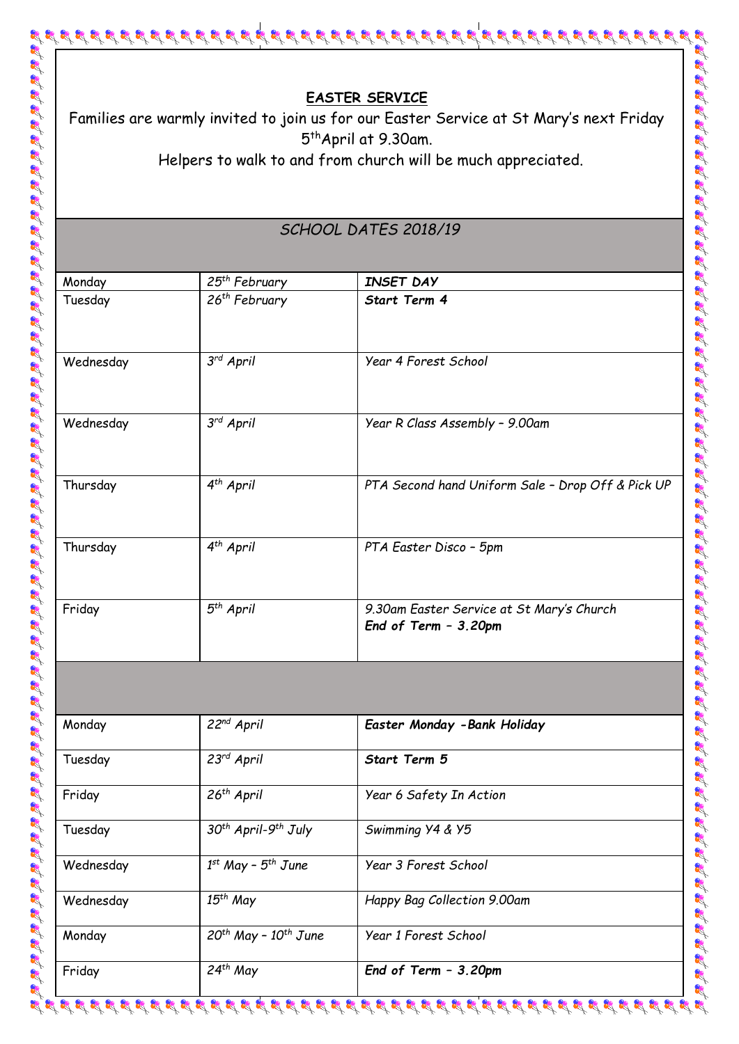**EASTER SERVICE**

Families are warmly invited to join us for our Easter Service at St Mary's next Friday 5th April at 9.30am.

Helpers to walk to and from church will be much appreciated.

| *SCHOOL DATES 2018/19* | | |
|---|---|---|
| Monday | *25th February* | ***INSET DAY*** |
| Tuesday | *26th February* | ***Start Term 4*** |
| Wednesday | *3rd April* | *Year 4 Forest School* |
| Wednesday | *3rd April* | *Year R Class Assembly – 9.00am* |
| Thursday | *4th April* | *PTA Second hand Uniform Sale – Drop Off & Pick UP* |
| Thursday | *4th April* | *PTA Easter Disco – 5pm* |
| Friday | *5th April* | *9.30am Easter Service at St Mary's Church* ***End of Term – 3.20pm*** |
| | | |
| Monday | *22nd April* | ***Easter Monday -Bank Holiday*** |
| Tuesday | *23rd April* | ***Start Term 5*** |
| Friday | *26th April* | *Year 6 Safety In Action* |
| Tuesday | *30th April-9th July* | *Swimming Y4 & Y5* |
| Wednesday | *1st May – 5th June* | *Year 3 Forest School* |
| Wednesday | *15th May* | *Happy Bag Collection 9.00am* |
| Monday | *20th May – 10th June* | *Year 1 Forest School* |
| Friday | *24th May* | ***End of Term – 3.20pm*** |